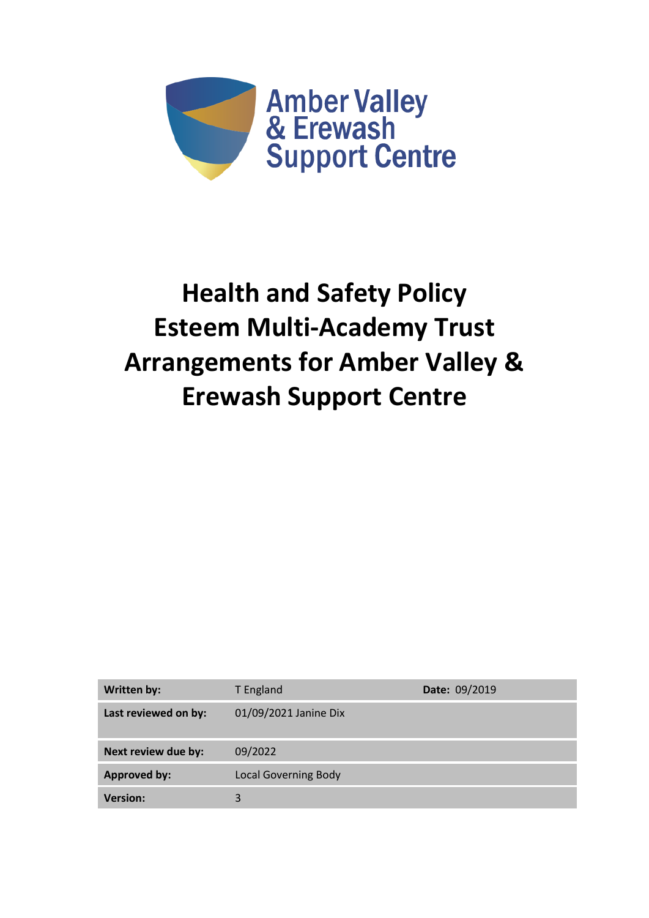Amber Valley
& Erewash
Support Centre

# Health and Safety Policy
# Esteem Multi-Academy Trust
# Arrangements for Amber Valley & Erewash Support Centre

| **Written by:** | T England | **Date:** 09/2019 |
|---|---|---|
| **Last reviewed on by:** | 01/09/2021 Janine Dix | |
| **Next review due by:** | 09/2022 | |
| **Approved by:** | Local Governing Body | |
| **Version:** | 3 | |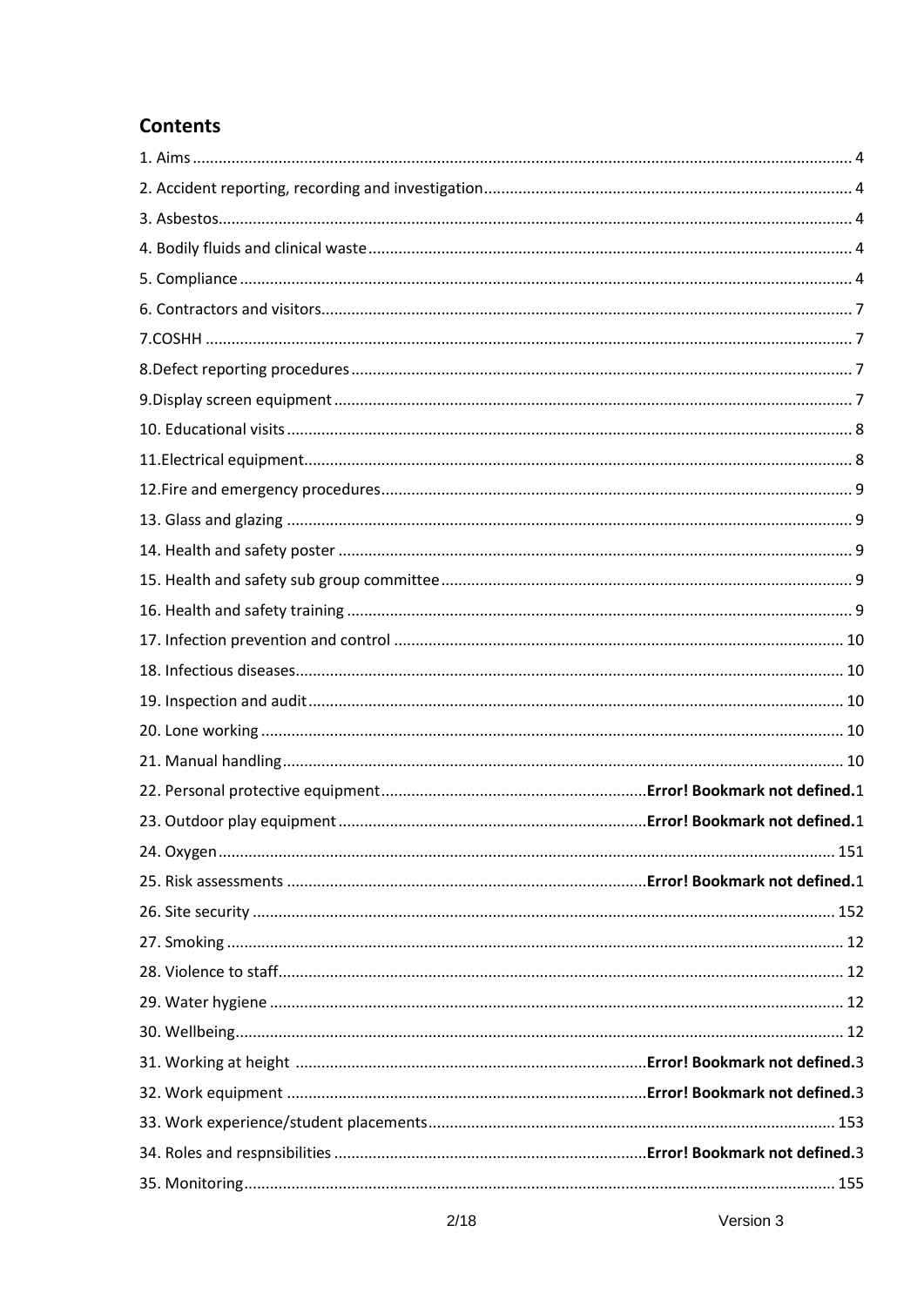## Contents

1. Aims ........................................................ 4
2. Accident reporting, recording and investigation ........................................................ 4
3. Asbestos ........................................................ 4
4. Bodily fluids and clinical waste ........................................................ 4
5. Compliance ........................................................ 4
6. Contractors and visitors ........................................................ 7
7.COSHH ........................................................ 7
8.Defect reporting procedures ........................................................ 7
9.Display screen equipment ........................................................ 7
10. Educational visits ........................................................ 8
11.Electrical equipment ........................................................ 8
12.Fire and emergency procedures ........................................................ 9
13. Glass and glazing ........................................................ 9
14. Health and safety poster ........................................................ 9
15. Health and safety sub group committee ........................................................ 9
16. Health and safety training ........................................................ 9
17. Infection prevention and control ........................................................ 10
18. Infectious diseases ........................................................ 10
19. Inspection and audit ........................................................ 10
20. Lone working ........................................................ 10
21. Manual handling ........................................................ 10
22. Personal protective equipment ........................................................ **Error! Bookmark not defined.**1
23. Outdoor play equipment ........................................................ **Error! Bookmark not defined.**1
24. Oxygen ........................................................ 151
25. Risk assessments ........................................................ **Error! Bookmark not defined.**1
26. Site security ........................................................ 152
27. Smoking ........................................................ 12
28. Violence to staff ........................................................ 12
29. Water hygiene ........................................................ 12
30. Wellbeing ........................................................ 12
31. Working at height ........................................................ **Error! Bookmark not defined.**3
32. Work equipment ........................................................ **Error! Bookmark not defined.**3
33. Work experience/student placements ........................................................ 153
34. Roles and respnsibilities ........................................................ **Error! Bookmark not defined.**3
35. Monitoring ........................................................ 155

Version 3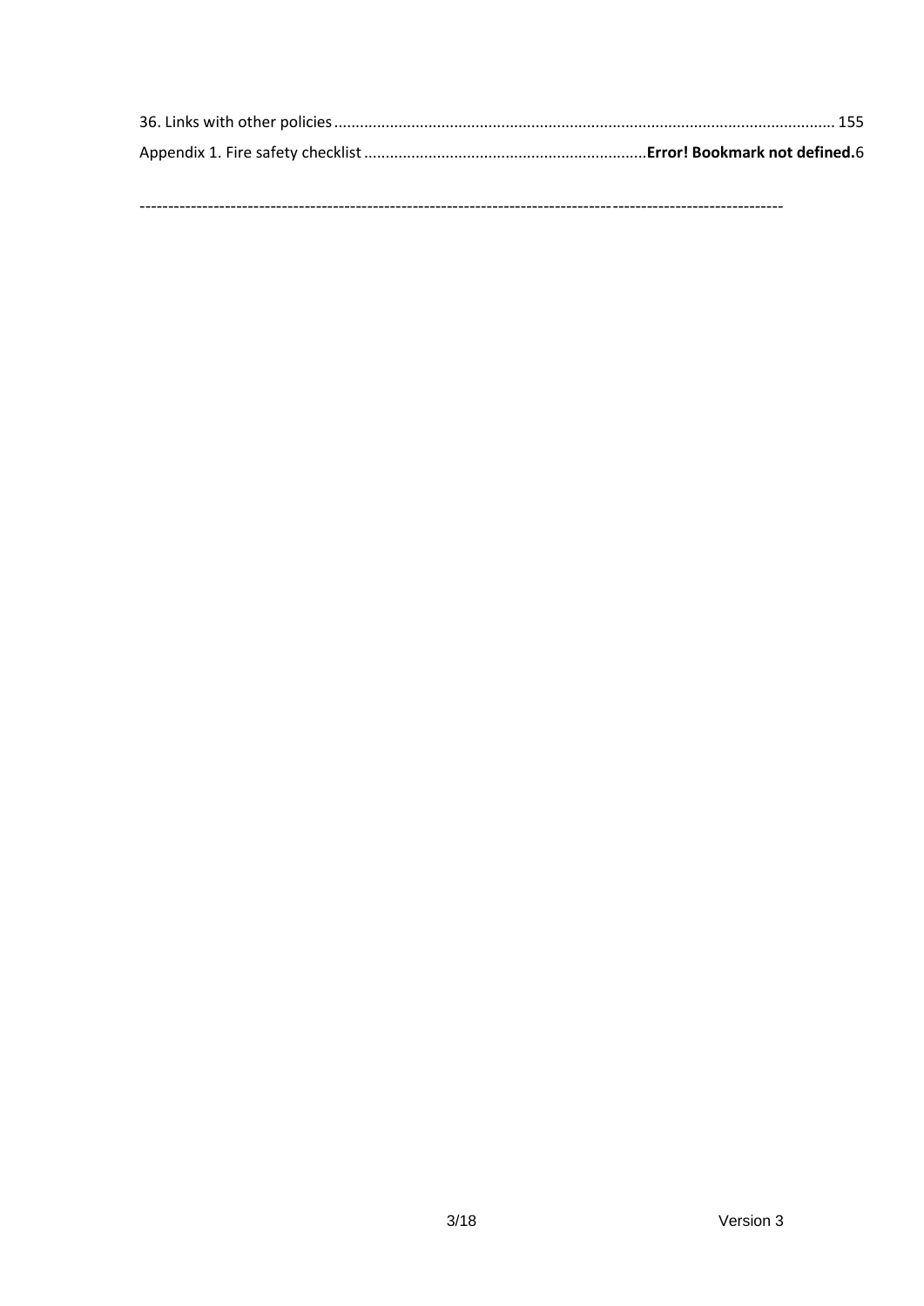36. Links with other policies ................................................................................................................ 155

Appendix 1. Fire safety checklist .................................................................**Error! Bookmark not defined.**6

---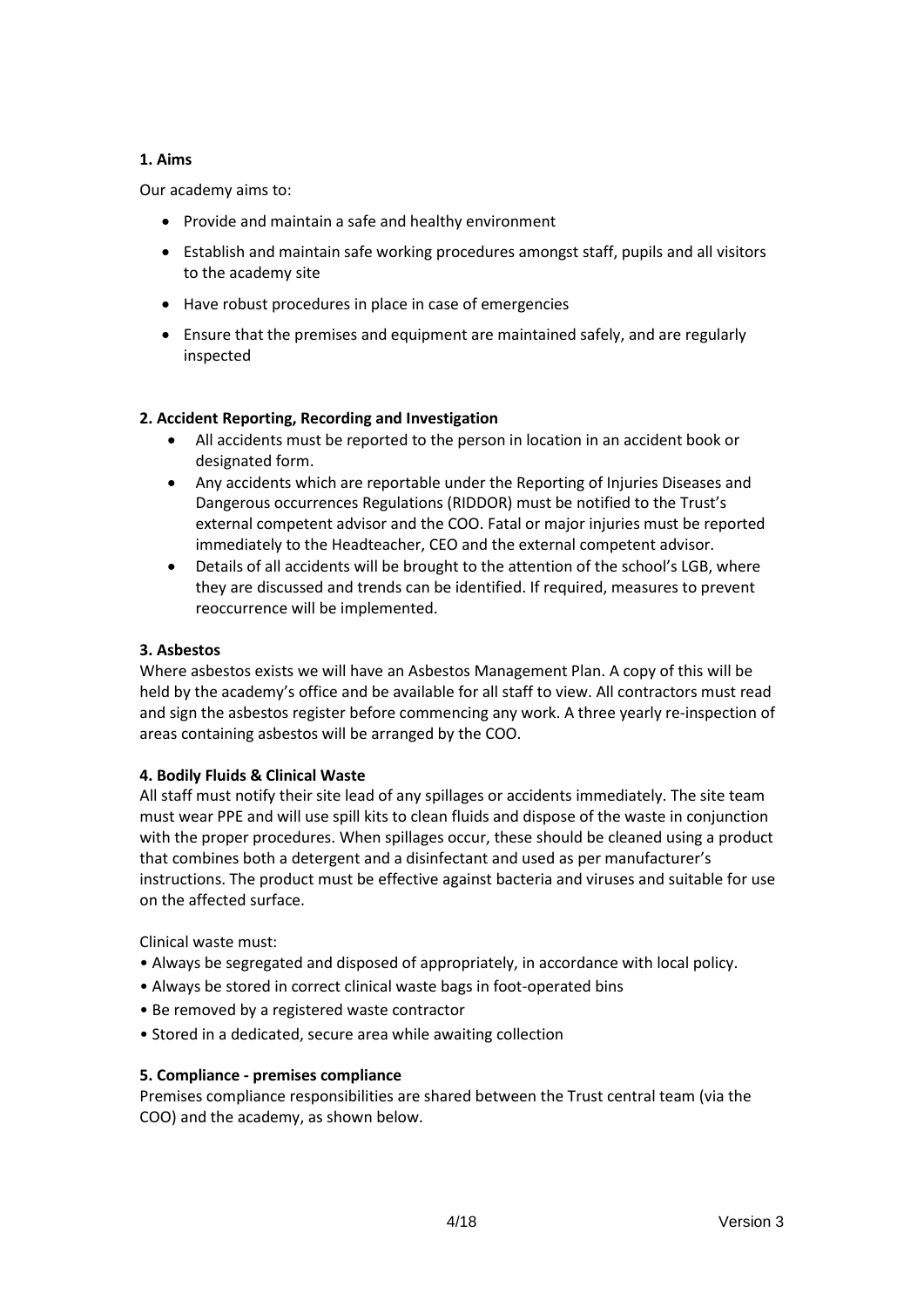**1. Aims**

Our academy aims to:

- Provide and maintain a safe and healthy environment
- Establish and maintain safe working procedures amongst staff, pupils and all visitors to the academy site
- Have robust procedures in place in case of emergencies
- Ensure that the premises and equipment are maintained safely, and are regularly inspected

**2. Accident Reporting, Recording and Investigation**

- All accidents must be reported to the person in location in an accident book or designated form.
- Any accidents which are reportable under the Reporting of Injuries Diseases and Dangerous occurrences Regulations (RIDDOR) must be notified to the Trust's external competent advisor and the COO. Fatal or major injuries must be reported immediately to the Headteacher, CEO and the external competent advisor.
- Details of all accidents will be brought to the attention of the school's LGB, where they are discussed and trends can be identified. If required, measures to prevent reoccurrence will be implemented.

**3. Asbestos**

Where asbestos exists we will have an Asbestos Management Plan. A copy of this will be held by the academy's office and be available for all staff to view. All contractors must read and sign the asbestos register before commencing any work. A three yearly re-inspection of areas containing asbestos will be arranged by the COO.

**4. Bodily Fluids & Clinical Waste**

All staff must notify their site lead of any spillages or accidents immediately. The site team must wear PPE and will use spill kits to clean fluids and dispose of the waste in conjunction with the proper procedures. When spillages occur, these should be cleaned using a product that combines both a detergent and a disinfectant and used as per manufacturer's instructions. The product must be effective against bacteria and viruses and suitable for use on the affected surface.

Clinical waste must:

- Always be segregated and disposed of appropriately, in accordance with local policy.
- Always be stored in correct clinical waste bags in foot-operated bins
- Be removed by a registered waste contractor
- Stored in a dedicated, secure area while awaiting collection

**5. Compliance - premises compliance**

Premises compliance responsibilities are shared between the Trust central team (via the COO) and the academy, as shown below.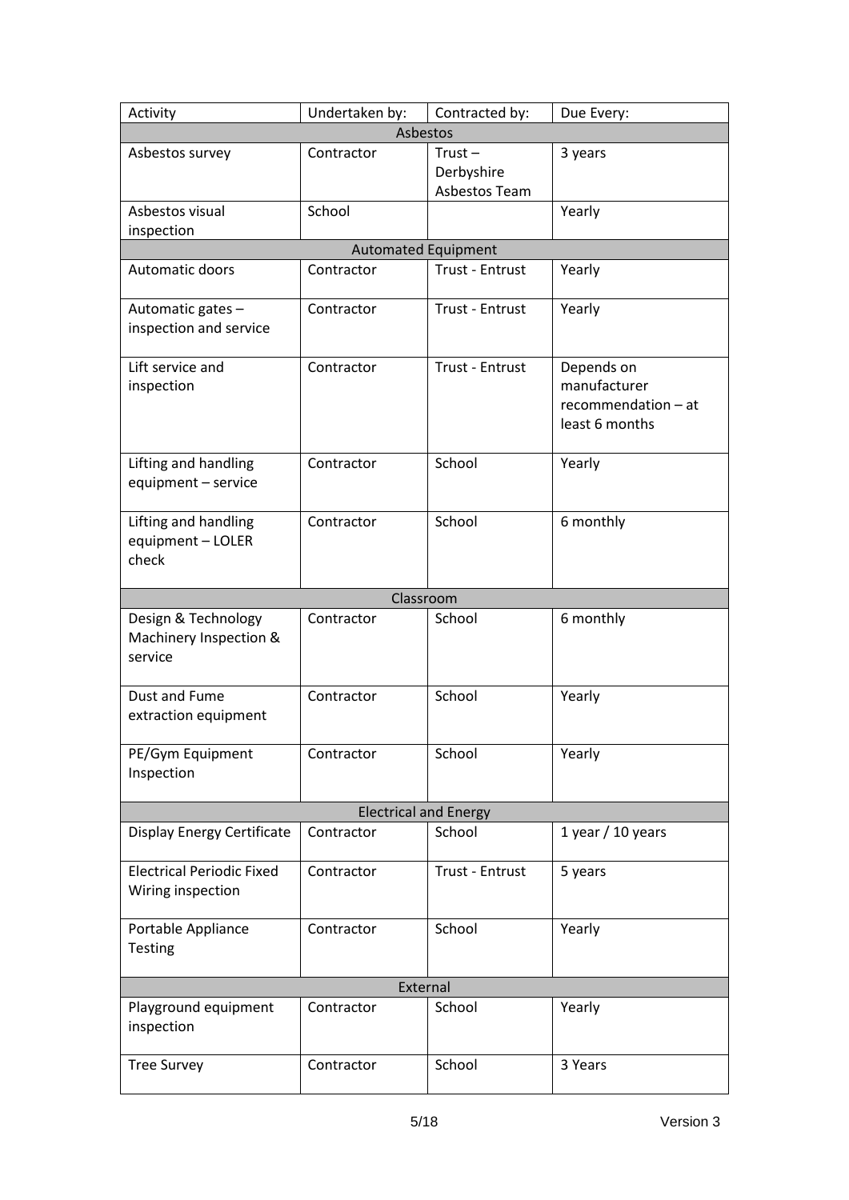| Activity | Undertaken by: | Contracted by: | Due Every: |
|---|---|---|---|
| Asbestos | | | |
| Asbestos survey | Contractor | Trust – Derbyshire Asbestos Team | 3 years |
| Asbestos visual inspection | School | | Yearly |
| Automated Equipment | | | |
| Automatic doors | Contractor | Trust - Entrust | Yearly |
| Automatic gates – inspection and service | Contractor | Trust - Entrust | Yearly |
| Lift service and inspection | Contractor | Trust - Entrust | Depends on manufacturer recommendation – at least 6 months |
| Lifting and handling equipment – service | Contractor | School | Yearly |
| Lifting and handling equipment – LOLER check | Contractor | School | 6 monthly |
| Classroom | | | |
| Design & Technology Machinery Inspection & service | Contractor | School | 6 monthly |
| Dust and Fume extraction equipment | Contractor | School | Yearly |
| PE/Gym Equipment Inspection | Contractor | School | Yearly |
| Electrical and Energy | | | |
| Display Energy Certificate | Contractor | School | 1 year / 10 years |
| Electrical Periodic Fixed Wiring inspection | Contractor | Trust - Entrust | 5 years |
| Portable Appliance Testing | Contractor | School | Yearly |
| External | | | |
| Playground equipment inspection | Contractor | School | Yearly |
| Tree Survey | Contractor | School | 3 Years |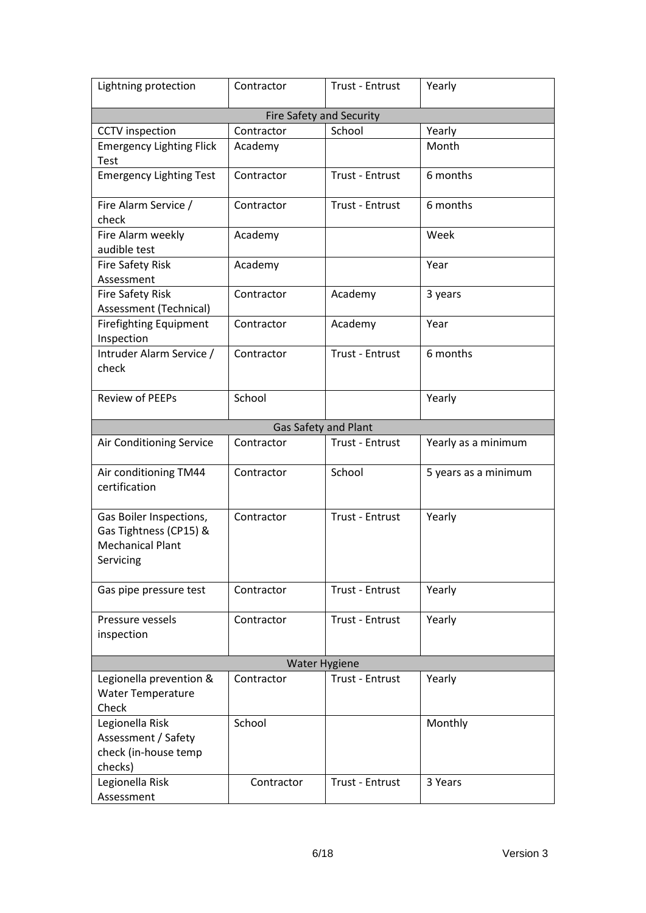| | | | |
|---|---|---|---|
| Lightning protection | Contractor | Trust - Entrust | Yearly |
| Fire Safety and Security | | | |
| CCTV inspection | Contractor | School | Yearly |
| Emergency Lighting Flick Test | Academy | | Month |
| Emergency Lighting Test | Contractor | Trust - Entrust | 6 months |
| Fire Alarm Service / check | Contractor | Trust - Entrust | 6 months |
| Fire Alarm weekly audible test | Academy | | Week |
| Fire Safety Risk Assessment | Academy | | Year |
| Fire Safety Risk Assessment (Technical) | Contractor | Academy | 3 years |
| Firefighting Equipment Inspection | Contractor | Academy | Year |
| Intruder Alarm Service / check | Contractor | Trust - Entrust | 6 months |
| Review of PEEPs | School | | Yearly |
| Gas Safety and Plant | | | |
| Air Conditioning Service | Contractor | Trust - Entrust | Yearly as a minimum |
| Air conditioning TM44 certification | Contractor | School | 5 years as a minimum |
| Gas Boiler Inspections, Gas Tightness (CP15) & Mechanical Plant Servicing | Contractor | Trust - Entrust | Yearly |
| Gas pipe pressure test | Contractor | Trust - Entrust | Yearly |
| Pressure vessels inspection | Contractor | Trust - Entrust | Yearly |
| Water Hygiene | | | |
| Legionella prevention & Water Temperature Check | Contractor | Trust - Entrust | Yearly |
| Legionella Risk Assessment / Safety check (in-house temp checks) | School | | Monthly |
| Legionella Risk Assessment | Contractor | Trust - Entrust | 3 Years |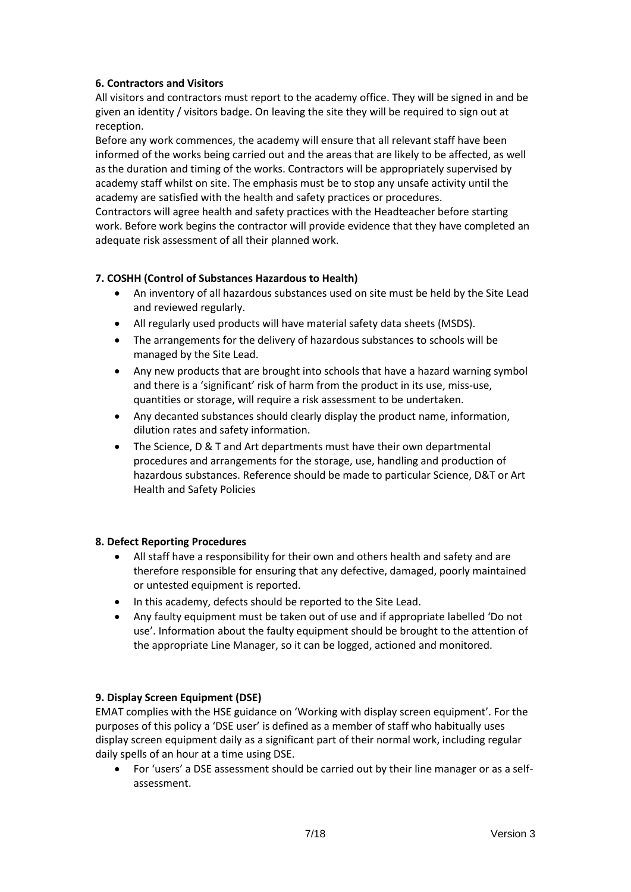**6. Contractors and Visitors**

All visitors and contractors must report to the academy office. They will be signed in and be given an identity / visitors badge. On leaving the site they will be required to sign out at reception.

Before any work commences, the academy will ensure that all relevant staff have been informed of the works being carried out and the areas that are likely to be affected, as well as the duration and timing of the works. Contractors will be appropriately supervised by academy staff whilst on site. The emphasis must be to stop any unsafe activity until the academy are satisfied with the health and safety practices or procedures.

Contractors will agree health and safety practices with the Headteacher before starting work. Before work begins the contractor will provide evidence that they have completed an adequate risk assessment of all their planned work.

**7. COSHH (Control of Substances Hazardous to Health)**

- An inventory of all hazardous substances used on site must be held by the Site Lead and reviewed regularly.
- All regularly used products will have material safety data sheets (MSDS).
- The arrangements for the delivery of hazardous substances to schools will be managed by the Site Lead.
- Any new products that are brought into schools that have a hazard warning symbol and there is a 'significant' risk of harm from the product in its use, miss-use, quantities or storage, will require a risk assessment to be undertaken.
- Any decanted substances should clearly display the product name, information, dilution rates and safety information.
- The Science, D & T and Art departments must have their own departmental procedures and arrangements for the storage, use, handling and production of hazardous substances. Reference should be made to particular Science, D&T or Art Health and Safety Policies

**8. Defect Reporting Procedures**

- All staff have a responsibility for their own and others health and safety and are therefore responsible for ensuring that any defective, damaged, poorly maintained or untested equipment is reported.
- In this academy, defects should be reported to the Site Lead.
- Any faulty equipment must be taken out of use and if appropriate labelled 'Do not use'. Information about the faulty equipment should be brought to the attention of the appropriate Line Manager, so it can be logged, actioned and monitored.

**9. Display Screen Equipment (DSE)**

EMAT complies with the HSE guidance on 'Working with display screen equipment'. For the purposes of this policy a 'DSE user' is defined as a member of staff who habitually uses display screen equipment daily as a significant part of their normal work, including regular daily spells of an hour at a time using DSE.

- For 'users' a DSE assessment should be carried out by their line manager or as a self-assessment.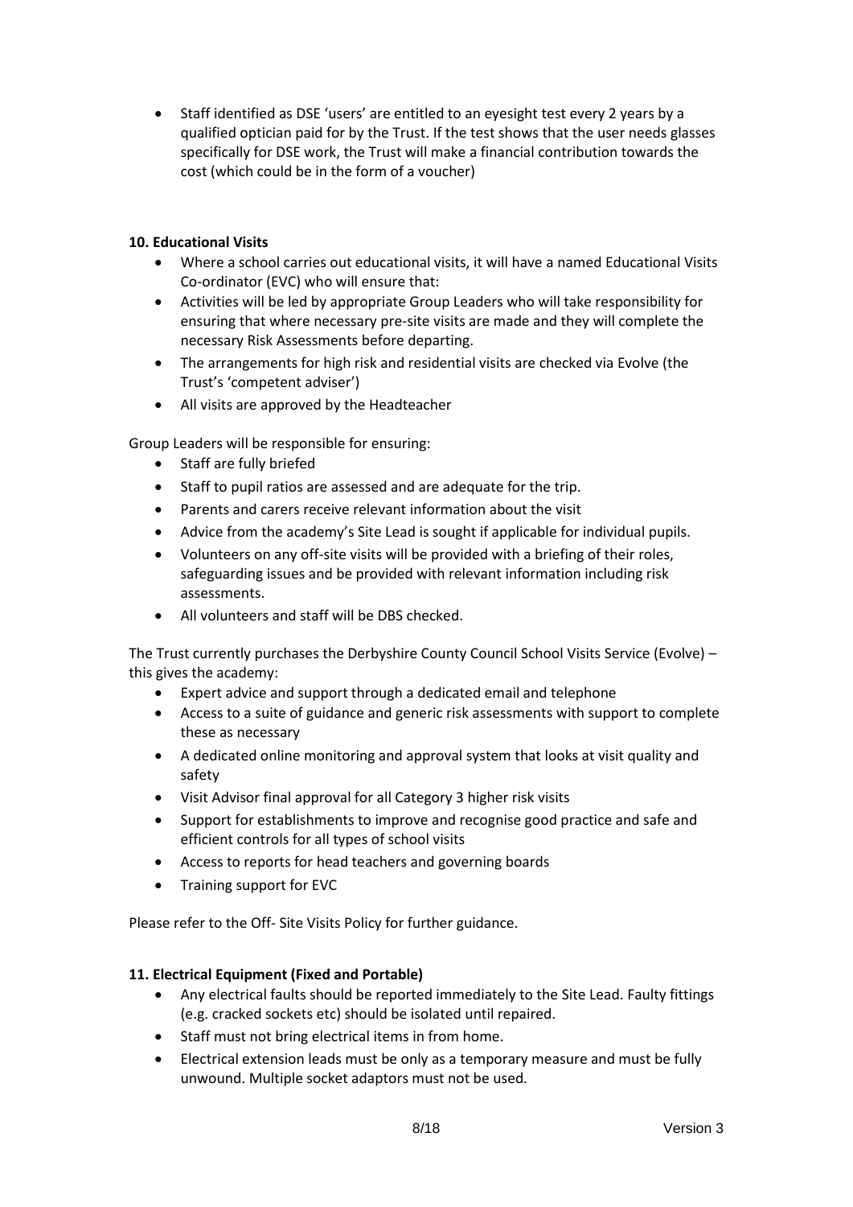- Staff identified as DSE 'users' are entitled to an eyesight test every 2 years by a qualified optician paid for by the Trust. If the test shows that the user needs glasses specifically for DSE work, the Trust will make a financial contribution towards the cost (which could be in the form of a voucher)

**10. Educational Visits**

- Where a school carries out educational visits, it will have a named Educational Visits Co-ordinator (EVC) who will ensure that:
- Activities will be led by appropriate Group Leaders who will take responsibility for ensuring that where necessary pre-site visits are made and they will complete the necessary Risk Assessments before departing.
- The arrangements for high risk and residential visits are checked via Evolve (the Trust's 'competent adviser')
- All visits are approved by the Headteacher

Group Leaders will be responsible for ensuring:

- Staff are fully briefed
- Staff to pupil ratios are assessed and are adequate for the trip.
- Parents and carers receive relevant information about the visit
- Advice from the academy's Site Lead is sought if applicable for individual pupils.
- Volunteers on any off-site visits will be provided with a briefing of their roles, safeguarding issues and be provided with relevant information including risk assessments.
- All volunteers and staff will be DBS checked.

The Trust currently purchases the Derbyshire County Council School Visits Service (Evolve) – this gives the academy:

- Expert advice and support through a dedicated email and telephone
- Access to a suite of guidance and generic risk assessments with support to complete these as necessary
- A dedicated online monitoring and approval system that looks at visit quality and safety
- Visit Advisor final approval for all Category 3 higher risk visits
- Support for establishments to improve and recognise good practice and safe and efficient controls for all types of school visits
- Access to reports for head teachers and governing boards
- Training support for EVC

Please refer to the Off- Site Visits Policy for further guidance.

**11. Electrical Equipment (Fixed and Portable)**

- Any electrical faults should be reported immediately to the Site Lead. Faulty fittings (e.g. cracked sockets etc) should be isolated until repaired.
- Staff must not bring electrical items in from home.
- Electrical extension leads must be only as a temporary measure and must be fully unwound. Multiple socket adaptors must not be used.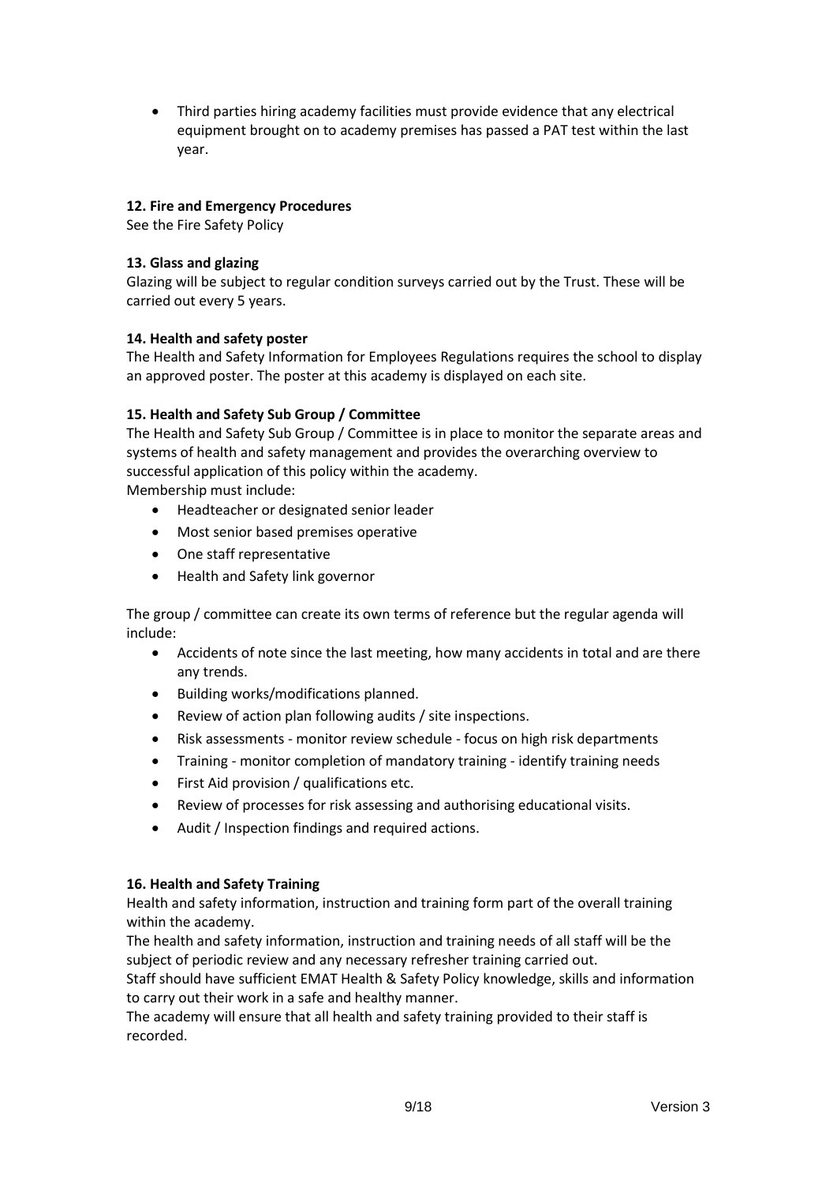- Third parties hiring academy facilities must provide evidence that any electrical equipment brought on to academy premises has passed a PAT test within the last year.

**12. Fire and Emergency Procedures**

See the Fire Safety Policy

**13. Glass and glazing**

Glazing will be subject to regular condition surveys carried out by the Trust. These will be carried out every 5 years.

**14. Health and safety poster**

The Health and Safety Information for Employees Regulations requires the school to display an approved poster. The poster at this academy is displayed on each site.

**15. Health and Safety Sub Group / Committee**

The Health and Safety Sub Group / Committee is in place to monitor the separate areas and systems of health and safety management and provides the overarching overview to successful application of this policy within the academy.

Membership must include:

- Headteacher or designated senior leader
- Most senior based premises operative
- One staff representative
- Health and Safety link governor

The group / committee can create its own terms of reference but the regular agenda will include:

- Accidents of note since the last meeting, how many accidents in total and are there any trends.
- Building works/modifications planned.
- Review of action plan following audits / site inspections.
- Risk assessments - monitor review schedule - focus on high risk departments
- Training - monitor completion of mandatory training - identify training needs
- First Aid provision / qualifications etc.
- Review of processes for risk assessing and authorising educational visits.
- Audit / Inspection findings and required actions.

**16. Health and Safety Training**

Health and safety information, instruction and training form part of the overall training within the academy.

The health and safety information, instruction and training needs of all staff will be the subject of periodic review and any necessary refresher training carried out.

Staff should have sufficient EMAT Health & Safety Policy knowledge, skills and information to carry out their work in a safe and healthy manner.

The academy will ensure that all health and safety training provided to their staff is recorded.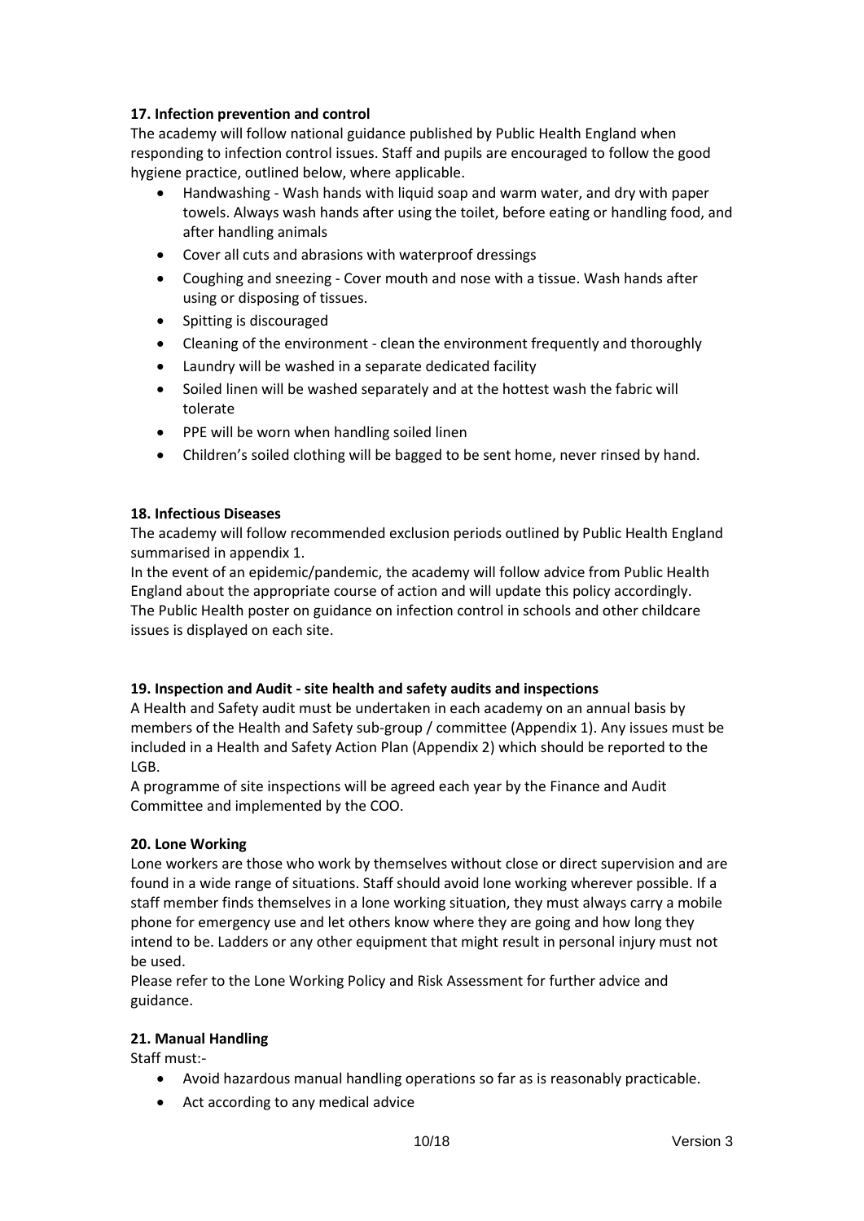### 17. Infection prevention and control

The academy will follow national guidance published by Public Health England when responding to infection control issues. Staff and pupils are encouraged to follow the good hygiene practice, outlined below, where applicable.

- Handwashing - Wash hands with liquid soap and warm water, and dry with paper towels. Always wash hands after using the toilet, before eating or handling food, and after handling animals
- Cover all cuts and abrasions with waterproof dressings
- Coughing and sneezing - Cover mouth and nose with a tissue. Wash hands after using or disposing of tissues.
- Spitting is discouraged
- Cleaning of the environment - clean the environment frequently and thoroughly
- Laundry will be washed in a separate dedicated facility
- Soiled linen will be washed separately and at the hottest wash the fabric will tolerate
- PPE will be worn when handling soiled linen
- Children's soiled clothing will be bagged to be sent home, never rinsed by hand.

### 18. Infectious Diseases

The academy will follow recommended exclusion periods outlined by Public Health England summarised in appendix 1.

In the event of an epidemic/pandemic, the academy will follow advice from Public Health England about the appropriate course of action and will update this policy accordingly.

The Public Health poster on guidance on infection control in schools and other childcare issues is displayed on each site.

### 19. Inspection and Audit - site health and safety audits and inspections

A Health and Safety audit must be undertaken in each academy on an annual basis by members of the Health and Safety sub-group / committee (Appendix 1). Any issues must be included in a Health and Safety Action Plan (Appendix 2) which should be reported to the LGB.

A programme of site inspections will be agreed each year by the Finance and Audit Committee and implemented by the COO.

### 20. Lone Working

Lone workers are those who work by themselves without close or direct supervision and are found in a wide range of situations. Staff should avoid lone working wherever possible. If a staff member finds themselves in a lone working situation, they must always carry a mobile phone for emergency use and let others know where they are going and how long they intend to be. Ladders or any other equipment that might result in personal injury must not be used.

Please refer to the Lone Working Policy and Risk Assessment for further advice and guidance.

### 21. Manual Handling

Staff must:-

- Avoid hazardous manual handling operations so far as is reasonably practicable.
- Act according to any medical advice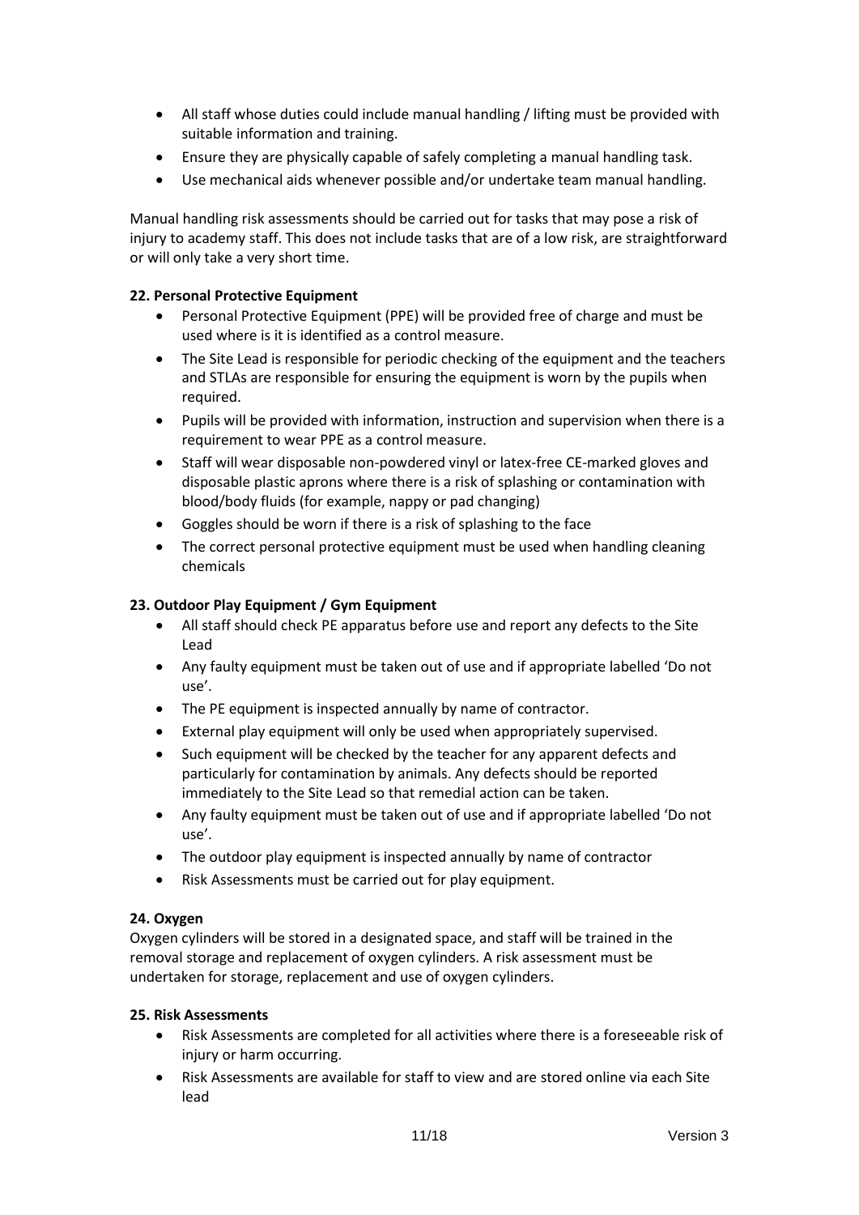- All staff whose duties could include manual handling / lifting must be provided with suitable information and training.
- Ensure they are physically capable of safely completing a manual handling task.
- Use mechanical aids whenever possible and/or undertake team manual handling.

Manual handling risk assessments should be carried out for tasks that may pose a risk of injury to academy staff. This does not include tasks that are of a low risk, are straightforward or will only take a very short time.

**22. Personal Protective Equipment**

- Personal Protective Equipment (PPE) will be provided free of charge and must be used where is it is identified as a control measure.
- The Site Lead is responsible for periodic checking of the equipment and the teachers and STLAs are responsible for ensuring the equipment is worn by the pupils when required.
- Pupils will be provided with information, instruction and supervision when there is a requirement to wear PPE as a control measure.
- Staff will wear disposable non-powdered vinyl or latex-free CE-marked gloves and disposable plastic aprons where there is a risk of splashing or contamination with blood/body fluids (for example, nappy or pad changing)
- Goggles should be worn if there is a risk of splashing to the face
- The correct personal protective equipment must be used when handling cleaning chemicals

**23. Outdoor Play Equipment / Gym Equipment**

- All staff should check PE apparatus before use and report any defects to the Site Lead
- Any faulty equipment must be taken out of use and if appropriate labelled 'Do not use'.
- The PE equipment is inspected annually by name of contractor.
- External play equipment will only be used when appropriately supervised.
- Such equipment will be checked by the teacher for any apparent defects and particularly for contamination by animals. Any defects should be reported immediately to the Site Lead so that remedial action can be taken.
- Any faulty equipment must be taken out of use and if appropriate labelled 'Do not use'.
- The outdoor play equipment is inspected annually by name of contractor
- Risk Assessments must be carried out for play equipment.

**24. Oxygen**

Oxygen cylinders will be stored in a designated space, and staff will be trained in the removal storage and replacement of oxygen cylinders. A risk assessment must be undertaken for storage, replacement and use of oxygen cylinders.

**25. Risk Assessments**

- Risk Assessments are completed for all activities where there is a foreseeable risk of injury or harm occurring.
- Risk Assessments are available for staff to view and are stored online via each Site lead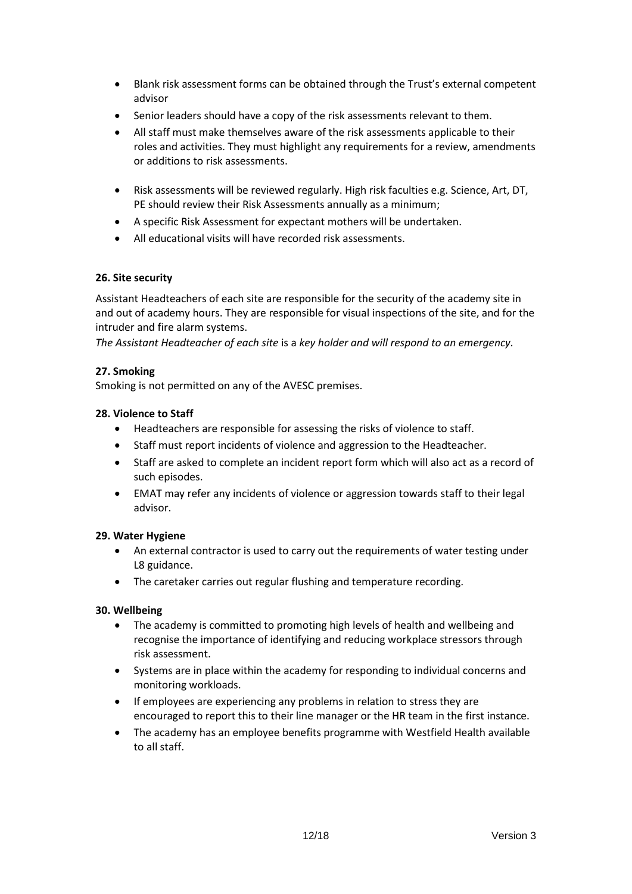- Blank risk assessment forms can be obtained through the Trust's external competent advisor
- Senior leaders should have a copy of the risk assessments relevant to them.
- All staff must make themselves aware of the risk assessments applicable to their roles and activities. They must highlight any requirements for a review, amendments or additions to risk assessments.
- Risk assessments will be reviewed regularly. High risk faculties e.g. Science, Art, DT, PE should review their Risk Assessments annually as a minimum;
- A specific Risk Assessment for expectant mothers will be undertaken.
- All educational visits will have recorded risk assessments.

**26. Site security**

Assistant Headteachers of each site are responsible for the security of the academy site in and out of academy hours. They are responsible for visual inspections of the site, and for the intruder and fire alarm systems.

*The Assistant Headteacher of each site* is a *key holder and will respond to an emergency.*

**27. Smoking**

Smoking is not permitted on any of the AVESC premises.

**28. Violence to Staff**

- Headteachers are responsible for assessing the risks of violence to staff.
- Staff must report incidents of violence and aggression to the Headteacher.
- Staff are asked to complete an incident report form which will also act as a record of such episodes.
- EMAT may refer any incidents of violence or aggression towards staff to their legal advisor.

**29. Water Hygiene**

- An external contractor is used to carry out the requirements of water testing under L8 guidance.
- The caretaker carries out regular flushing and temperature recording.

**30. Wellbeing**

- The academy is committed to promoting high levels of health and wellbeing and recognise the importance of identifying and reducing workplace stressors through risk assessment.
- Systems are in place within the academy for responding to individual concerns and monitoring workloads.
- If employees are experiencing any problems in relation to stress they are encouraged to report this to their line manager or the HR team in the first instance.
- The academy has an employee benefits programme with Westfield Health available to all staff.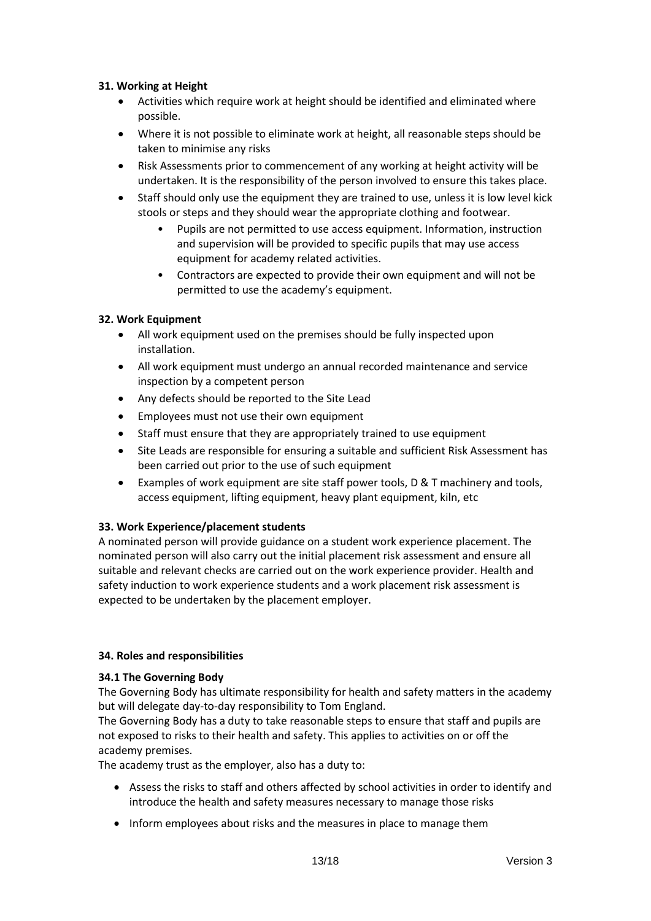**31. Working at Height**

- Activities which require work at height should be identified and eliminated where possible.
- Where it is not possible to eliminate work at height, all reasonable steps should be taken to minimise any risks
- Risk Assessments prior to commencement of any working at height activity will be undertaken. It is the responsibility of the person involved to ensure this takes place.
- Staff should only use the equipment they are trained to use, unless it is low level kick stools or steps and they should wear the appropriate clothing and footwear.
    - Pupils are not permitted to use access equipment. Information, instruction and supervision will be provided to specific pupils that may use access equipment for academy related activities.
    - Contractors are expected to provide their own equipment and will not be permitted to use the academy's equipment.

**32. Work Equipment**

- All work equipment used on the premises should be fully inspected upon installation.
- All work equipment must undergo an annual recorded maintenance and service inspection by a competent person
- Any defects should be reported to the Site Lead
- Employees must not use their own equipment
- Staff must ensure that they are appropriately trained to use equipment
- Site Leads are responsible for ensuring a suitable and sufficient Risk Assessment has been carried out prior to the use of such equipment
- Examples of work equipment are site staff power tools, D & T machinery and tools, access equipment, lifting equipment, heavy plant equipment, kiln, etc

**33. Work Experience/placement students**

A nominated person will provide guidance on a student work experience placement. The nominated person will also carry out the initial placement risk assessment and ensure all suitable and relevant checks are carried out on the work experience provider. Health and safety induction to work experience students and a work placement risk assessment is expected to be undertaken by the placement employer.

**34. Roles and responsibilities**

**34.1 The Governing Body**

The Governing Body has ultimate responsibility for health and safety matters in the academy but will delegate day-to-day responsibility to Tom England.

The Governing Body has a duty to take reasonable steps to ensure that staff and pupils are not exposed to risks to their health and safety. This applies to activities on or off the academy premises.

The academy trust as the employer, also has a duty to:

- Assess the risks to staff and others affected by school activities in order to identify and introduce the health and safety measures necessary to manage those risks
- Inform employees about risks and the measures in place to manage them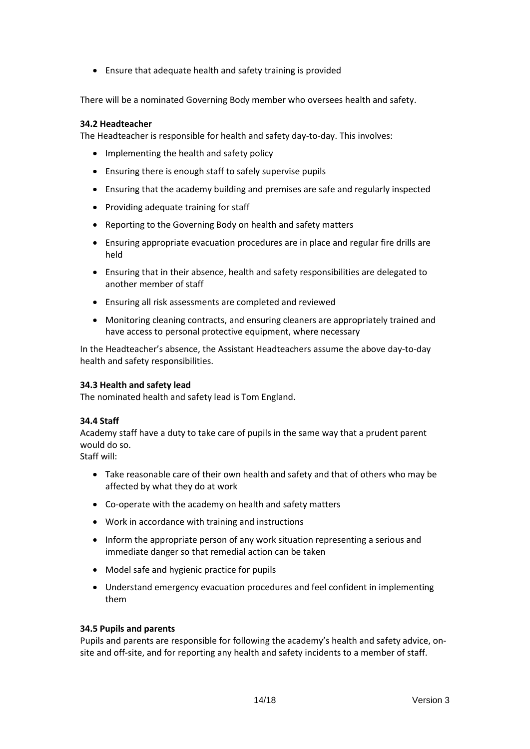- Ensure that adequate health and safety training is provided

There will be a nominated Governing Body member who oversees health and safety.

**34.2 Headteacher**

The Headteacher is responsible for health and safety day-to-day. This involves:

- Implementing the health and safety policy
- Ensuring there is enough staff to safely supervise pupils
- Ensuring that the academy building and premises are safe and regularly inspected
- Providing adequate training for staff
- Reporting to the Governing Body on health and safety matters
- Ensuring appropriate evacuation procedures are in place and regular fire drills are held
- Ensuring that in their absence, health and safety responsibilities are delegated to another member of staff
- Ensuring all risk assessments are completed and reviewed
- Monitoring cleaning contracts, and ensuring cleaners are appropriately trained and have access to personal protective equipment, where necessary

In the Headteacher's absence, the Assistant Headteachers assume the above day-to-day health and safety responsibilities.

**34.3 Health and safety lead**

The nominated health and safety lead is Tom England.

**34.4 Staff**

Academy staff have a duty to take care of pupils in the same way that a prudent parent would do so.
Staff will:

- Take reasonable care of their own health and safety and that of others who may be affected by what they do at work
- Co-operate with the academy on health and safety matters
- Work in accordance with training and instructions
- Inform the appropriate person of any work situation representing a serious and immediate danger so that remedial action can be taken
- Model safe and hygienic practice for pupils
- Understand emergency evacuation procedures and feel confident in implementing them

**34.5 Pupils and parents**

Pupils and parents are responsible for following the academy's health and safety advice, on-site and off-site, and for reporting any health and safety incidents to a member of staff.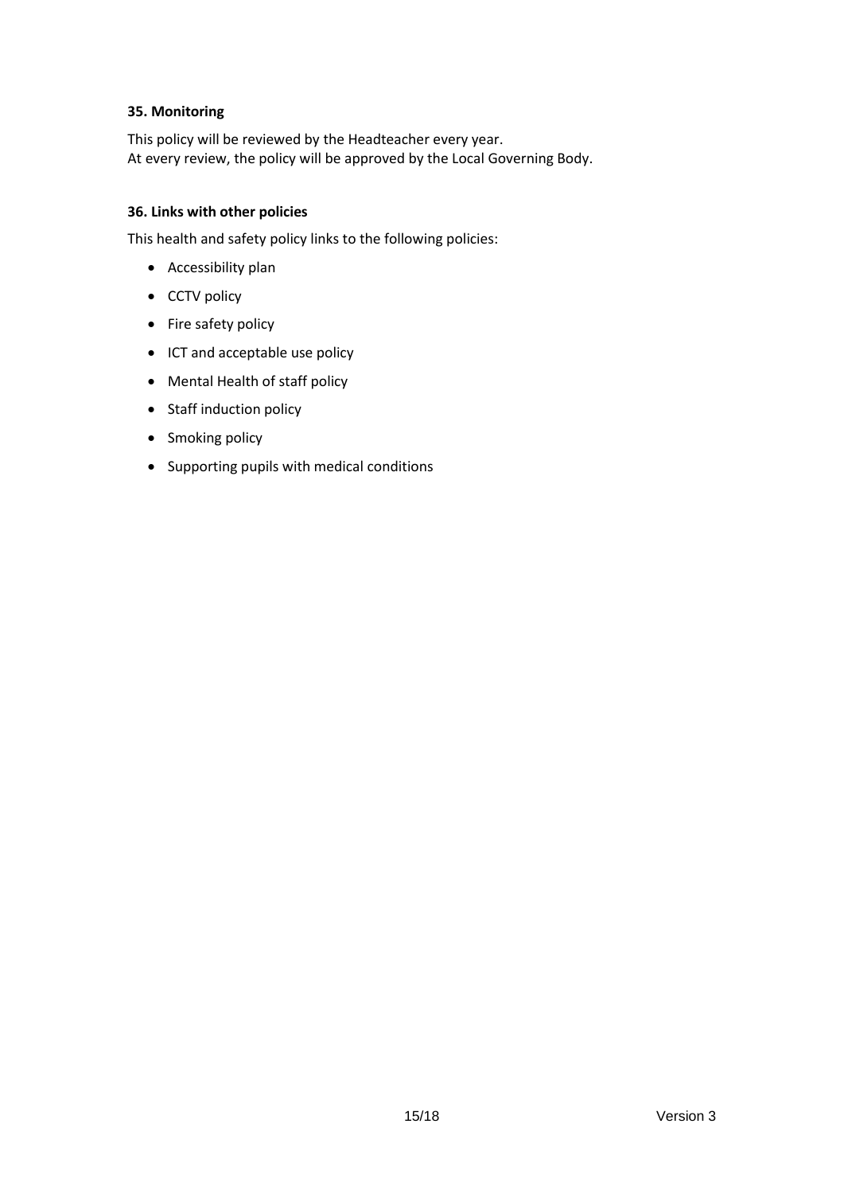### 35. Monitoring

This policy will be reviewed by the Headteacher every year.
At every review, the policy will be approved by the Local Governing Body.

### 36. Links with other policies

This health and safety policy links to the following policies:

- Accessibility plan
- CCTV policy
- Fire safety policy
- ICT and acceptable use policy
- Mental Health of staff policy
- Staff induction policy
- Smoking policy
- Supporting pupils with medical conditions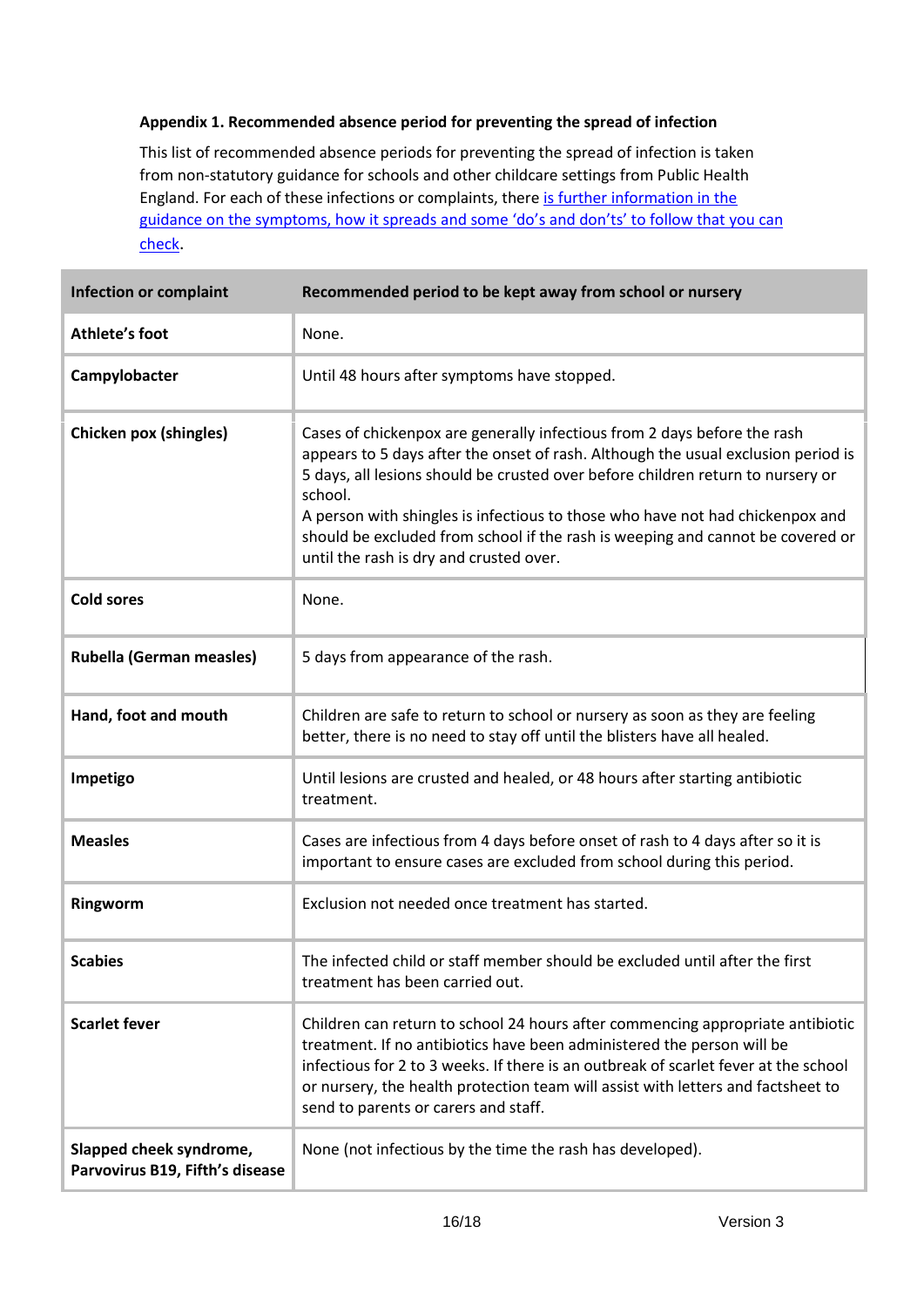**Appendix 1. Recommended absence period for preventing the spread of infection**

This list of recommended absence periods for preventing the spread of infection is taken from non-statutory guidance for schools and other childcare settings from Public Health England. For each of these infections or complaints, there is further information in the guidance on the symptoms, how it spreads and some 'do's and don'ts' to follow that you can check.

| Infection or complaint | Recommended period to be kept away from school or nursery |
|---|---|
| **Athlete's foot** | None. |
| **Campylobacter** | Until 48 hours after symptoms have stopped. |
| **Chicken pox (shingles)** | Cases of chickenpox are generally infectious from 2 days before the rash appears to 5 days after the onset of rash. Although the usual exclusion period is 5 days, all lesions should be crusted over before children return to nursery or school.<br>A person with shingles is infectious to those who have not had chickenpox and should be excluded from school if the rash is weeping and cannot be covered or until the rash is dry and crusted over. |
| **Cold sores** | None. |
| **Rubella (German measles)** | 5 days from appearance of the rash. |
| **Hand, foot and mouth** | Children are safe to return to school or nursery as soon as they are feeling better, there is no need to stay off until the blisters have all healed. |
| **Impetigo** | Until lesions are crusted and healed, or 48 hours after starting antibiotic treatment. |
| **Measles** | Cases are infectious from 4 days before onset of rash to 4 days after so it is important to ensure cases are excluded from school during this period. |
| **Ringworm** | Exclusion not needed once treatment has started. |
| **Scabies** | The infected child or staff member should be excluded until after the first treatment has been carried out. |
| **Scarlet fever** | Children can return to school 24 hours after commencing appropriate antibiotic treatment. If no antibiotics have been administered the person will be infectious for 2 to 3 weeks. If there is an outbreak of scarlet fever at the school or nursery, the health protection team will assist with letters and factsheet to send to parents or carers and staff. |
| **Slapped cheek syndrome, Parvovirus B19, Fifth's disease** | None (not infectious by the time the rash has developed). |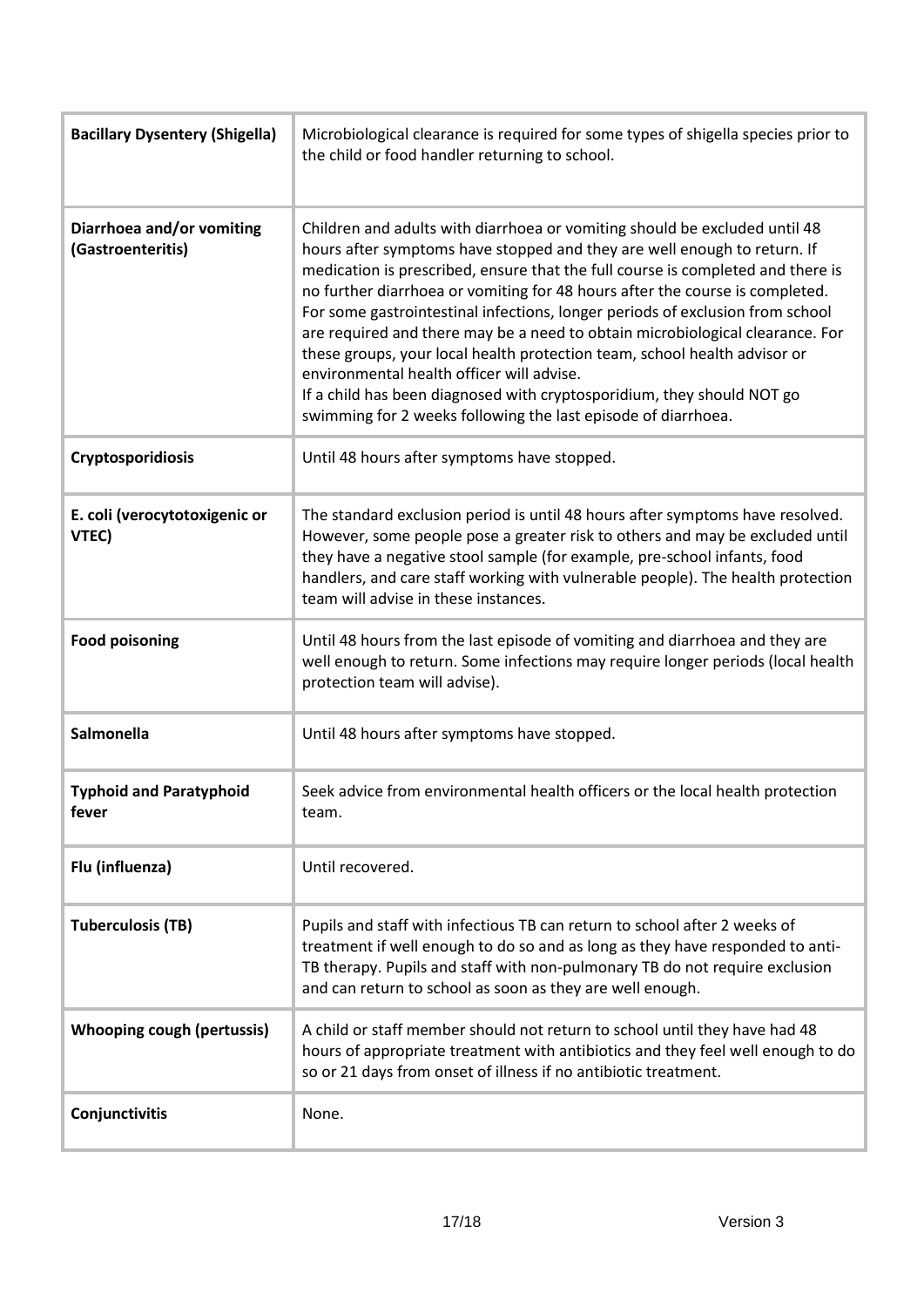| | |
|---|---|
| **Bacillary Dysentery (Shigella)** | Microbiological clearance is required for some types of shigella species prior to the child or food handler returning to school. |
| **Diarrhoea and/or vomiting (Gastroenteritis)** | Children and adults with diarrhoea or vomiting should be excluded until 48 hours after symptoms have stopped and they are well enough to return. If medication is prescribed, ensure that the full course is completed and there is no further diarrhoea or vomiting for 48 hours after the course is completed. For some gastrointestinal infections, longer periods of exclusion from school are required and there may be a need to obtain microbiological clearance. For these groups, your local health protection team, school health advisor or environmental health officer will advise.<br>If a child has been diagnosed with cryptosporidium, they should NOT go swimming for 2 weeks following the last episode of diarrhoea. |
| **Cryptosporidiosis** | Until 48 hours after symptoms have stopped. |
| **E. coli (verocytotoxigenic or VTEC)** | The standard exclusion period is until 48 hours after symptoms have resolved. However, some people pose a greater risk to others and may be excluded until they have a negative stool sample (for example, pre-school infants, food handlers, and care staff working with vulnerable people). The health protection team will advise in these instances. |
| **Food poisoning** | Until 48 hours from the last episode of vomiting and diarrhoea and they are well enough to return. Some infections may require longer periods (local health protection team will advise). |
| **Salmonella** | Until 48 hours after symptoms have stopped. |
| **Typhoid and Paratyphoid fever** | Seek advice from environmental health officers or the local health protection team. |
| **Flu (influenza)** | Until recovered. |
| **Tuberculosis (TB)** | Pupils and staff with infectious TB can return to school after 2 weeks of treatment if well enough to do so and as long as they have responded to anti-TB therapy. Pupils and staff with non-pulmonary TB do not require exclusion and can return to school as soon as they are well enough. |
| **Whooping cough (pertussis)** | A child or staff member should not return to school until they have had 48 hours of appropriate treatment with antibiotics and they feel well enough to do so or 21 days from onset of illness if no antibiotic treatment. |
| **Conjunctivitis** | None. |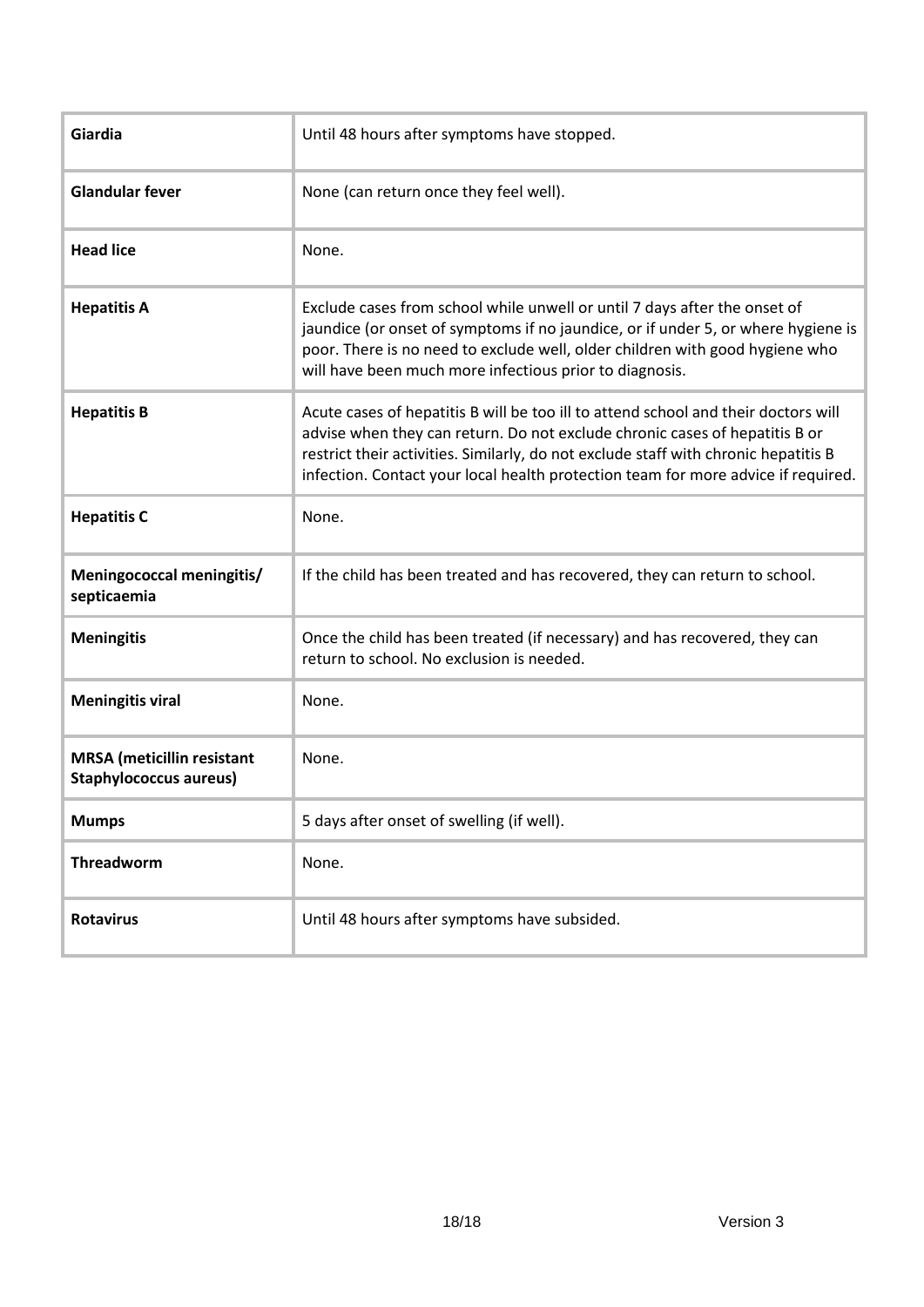| | |
|---|---|
| **Giardia** | Until 48 hours after symptoms have stopped. |
| **Glandular fever** | None (can return once they feel well). |
| **Head lice** | None. |
| **Hepatitis A** | Exclude cases from school while unwell or until 7 days after the onset of jaundice (or onset of symptoms if no jaundice, or if under 5, or where hygiene is poor. There is no need to exclude well, older children with good hygiene who will have been much more infectious prior to diagnosis. |
| **Hepatitis B** | Acute cases of hepatitis B will be too ill to attend school and their doctors will advise when they can return. Do not exclude chronic cases of hepatitis B or restrict their activities. Similarly, do not exclude staff with chronic hepatitis B infection. Contact your local health protection team for more advice if required. |
| **Hepatitis C** | None. |
| **Meningococcal meningitis/ septicaemia** | If the child has been treated and has recovered, they can return to school. |
| **Meningitis** | Once the child has been treated (if necessary) and has recovered, they can return to school. No exclusion is needed. |
| **Meningitis viral** | None. |
| **MRSA (meticillin resistant Staphylococcus aureus)** | None. |
| **Mumps** | 5 days after onset of swelling (if well). |
| **Threadworm** | None. |
| **Rotavirus** | Until 48 hours after symptoms have subsided. |

Version 3